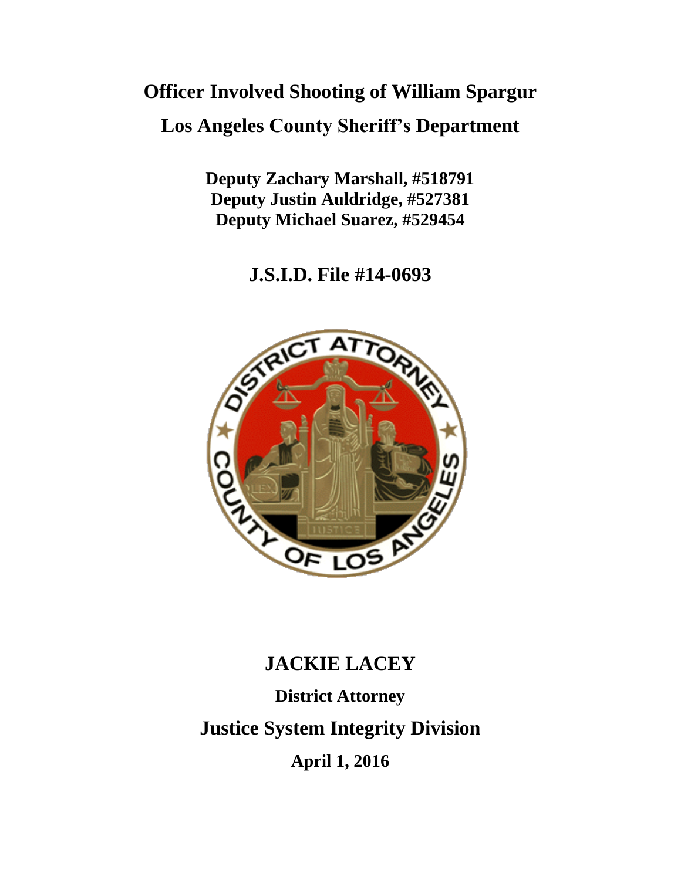# Officer Involved Shooting of William Spargur

## Los Angeles County Sheriff's Department

**Deputy Zachary Marshall, #518791**
**Deputy Justin Auldridge, #527381**
**Deputy Michael Suarez, #529454**

## J.S.I.D. File #14-0693

## JACKIE LACEY

**District Attorney**

**Justice System Integrity Division**

**April 1, 2016**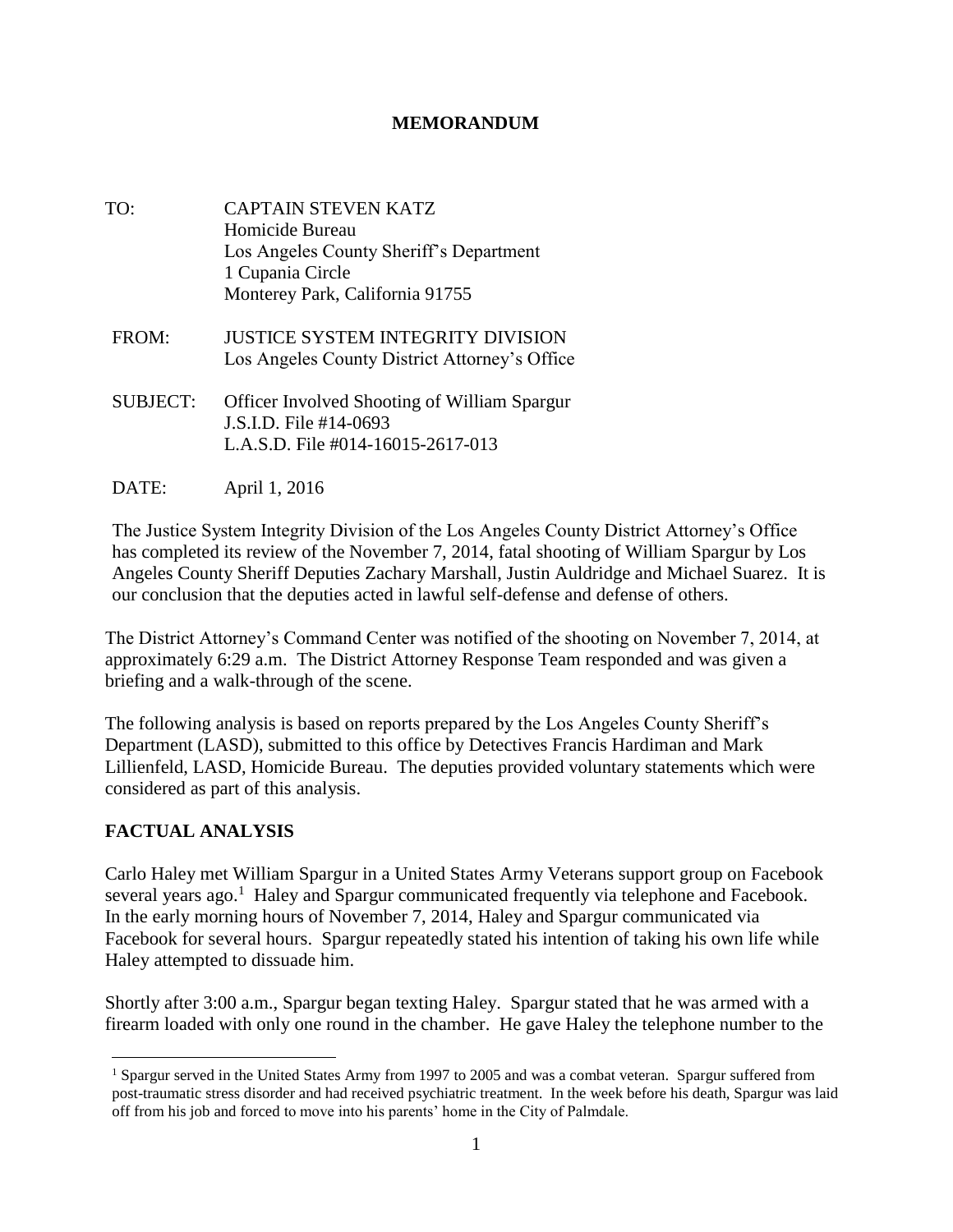**MEMORANDUM**

TO: CAPTAIN STEVEN KATZ
Homicide Bureau
Los Angeles County Sheriff's Department
1 Cupania Circle
Monterey Park, California 91755

FROM: JUSTICE SYSTEM INTEGRITY DIVISION
Los Angeles County District Attorney's Office

SUBJECT: Officer Involved Shooting of William Spargur
J.S.I.D. File #14-0693
L.A.S.D. File #014-16015-2617-013

DATE: April 1, 2016

The Justice System Integrity Division of the Los Angeles County District Attorney's Office has completed its review of the November 7, 2014, fatal shooting of William Spargur by Los Angeles County Sheriff Deputies Zachary Marshall, Justin Auldridge and Michael Suarez. It is our conclusion that the deputies acted in lawful self-defense and defense of others.

The District Attorney's Command Center was notified of the shooting on November 7, 2014, at approximately 6:29 a.m. The District Attorney Response Team responded and was given a briefing and a walk-through of the scene.

The following analysis is based on reports prepared by the Los Angeles County Sheriff's Department (LASD), submitted to this office by Detectives Francis Hardiman and Mark Lillienfeld, LASD, Homicide Bureau. The deputies provided voluntary statements which were considered as part of this analysis.

## FACTUAL ANALYSIS

Carlo Haley met William Spargur in a United States Army Veterans support group on Facebook several years ago.[1] Haley and Spargur communicated frequently via telephone and Facebook. In the early morning hours of November 7, 2014, Haley and Spargur communicated via Facebook for several hours. Spargur repeatedly stated his intention of taking his own life while Haley attempted to dissuade him.

Shortly after 3:00 a.m., Spargur began texting Haley. Spargur stated that he was armed with a firearm loaded with only one round in the chamber. He gave Haley the telephone number to the

[1] Spargur served in the United States Army from 1997 to 2005 and was a combat veteran. Spargur suffered from post-traumatic stress disorder and had received psychiatric treatment. In the week before his death, Spargur was laid off from his job and forced to move into his parents' home in the City of Palmdale.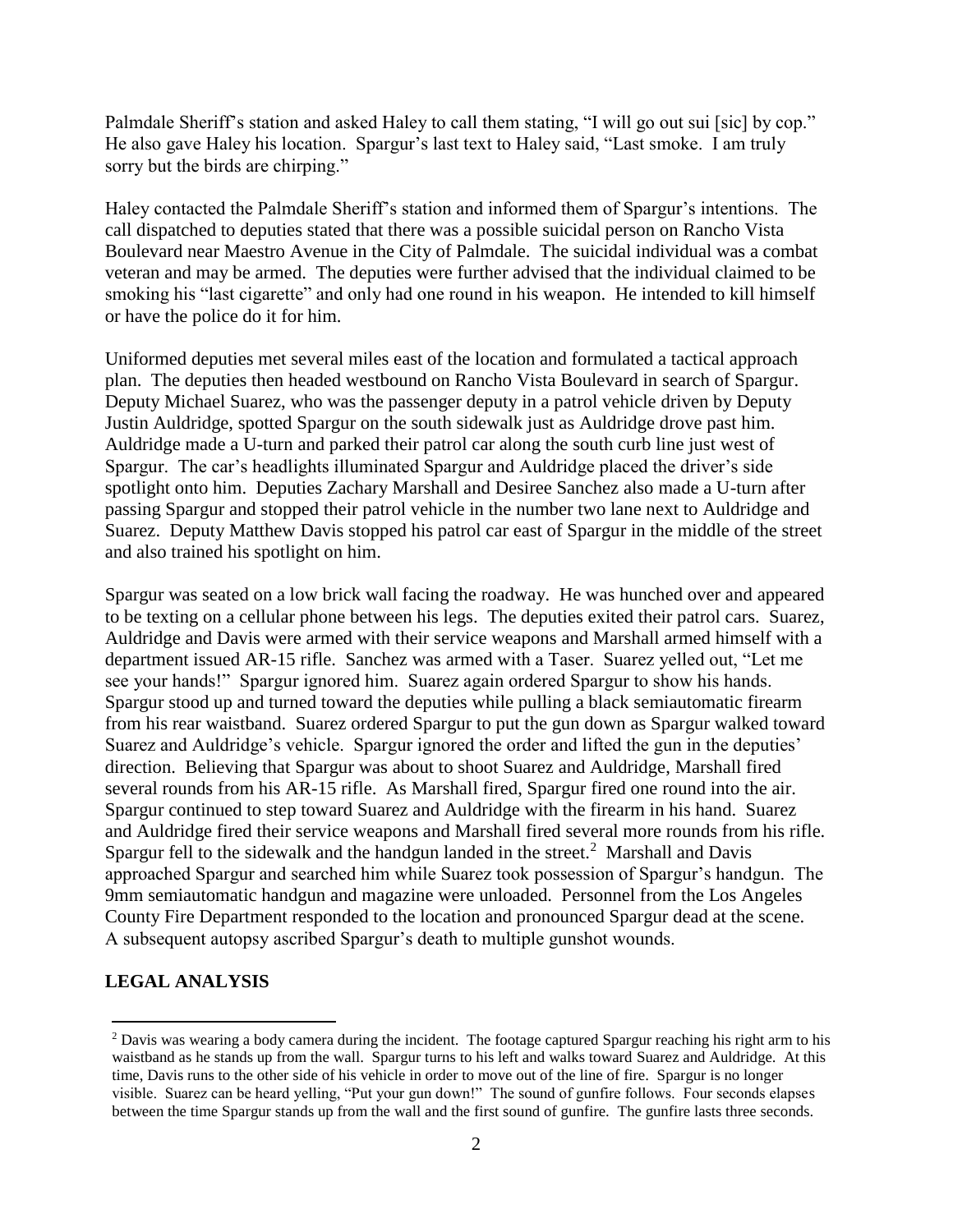Palmdale Sheriff's station and asked Haley to call them stating, "I will go out sui [sic] by cop." He also gave Haley his location. Spargur's last text to Haley said, "Last smoke. I am truly sorry but the birds are chirping."

Haley contacted the Palmdale Sheriff's station and informed them of Spargur's intentions. The call dispatched to deputies stated that there was a possible suicidal person on Rancho Vista Boulevard near Maestro Avenue in the City of Palmdale. The suicidal individual was a combat veteran and may be armed. The deputies were further advised that the individual claimed to be smoking his "last cigarette" and only had one round in his weapon. He intended to kill himself or have the police do it for him.

Uniformed deputies met several miles east of the location and formulated a tactical approach plan. The deputies then headed westbound on Rancho Vista Boulevard in search of Spargur. Deputy Michael Suarez, who was the passenger deputy in a patrol vehicle driven by Deputy Justin Auldridge, spotted Spargur on the south sidewalk just as Auldridge drove past him. Auldridge made a U-turn and parked their patrol car along the south curb line just west of Spargur. The car's headlights illuminated Spargur and Auldridge placed the driver's side spotlight onto him. Deputies Zachary Marshall and Desiree Sanchez also made a U-turn after passing Spargur and stopped their patrol vehicle in the number two lane next to Auldridge and Suarez. Deputy Matthew Davis stopped his patrol car east of Spargur in the middle of the street and also trained his spotlight on him.

Spargur was seated on a low brick wall facing the roadway. He was hunched over and appeared to be texting on a cellular phone between his legs. The deputies exited their patrol cars. Suarez, Auldridge and Davis were armed with their service weapons and Marshall armed himself with a department issued AR-15 rifle. Sanchez was armed with a Taser. Suarez yelled out, "Let me see your hands!" Spargur ignored him. Suarez again ordered Spargur to show his hands. Spargur stood up and turned toward the deputies while pulling a black semiautomatic firearm from his rear waistband. Suarez ordered Spargur to put the gun down as Spargur walked toward Suarez and Auldridge's vehicle. Spargur ignored the order and lifted the gun in the deputies' direction. Believing that Spargur was about to shoot Suarez and Auldridge, Marshall fired several rounds from his AR-15 rifle. As Marshall fired, Spargur fired one round into the air. Spargur continued to step toward Suarez and Auldridge with the firearm in his hand. Suarez and Auldridge fired their service weapons and Marshall fired several more rounds from his rifle. Spargur fell to the sidewalk and the handgun landed in the street.[2] Marshall and Davis approached Spargur and searched him while Suarez took possession of Spargur's handgun. The 9mm semiautomatic handgun and magazine were unloaded. Personnel from the Los Angeles County Fire Department responded to the location and pronounced Spargur dead at the scene. A subsequent autopsy ascribed Spargur's death to multiple gunshot wounds.

## LEGAL ANALYSIS

[2] Davis was wearing a body camera during the incident. The footage captured Spargur reaching his right arm to his waistband as he stands up from the wall. Spargur turns to his left and walks toward Suarez and Auldridge. At this time, Davis runs to the other side of his vehicle in order to move out of the line of fire. Spargur is no longer visible. Suarez can be heard yelling, "Put your gun down!" The sound of gunfire follows. Four seconds elapses between the time Spargur stands up from the wall and the first sound of gunfire. The gunfire lasts three seconds.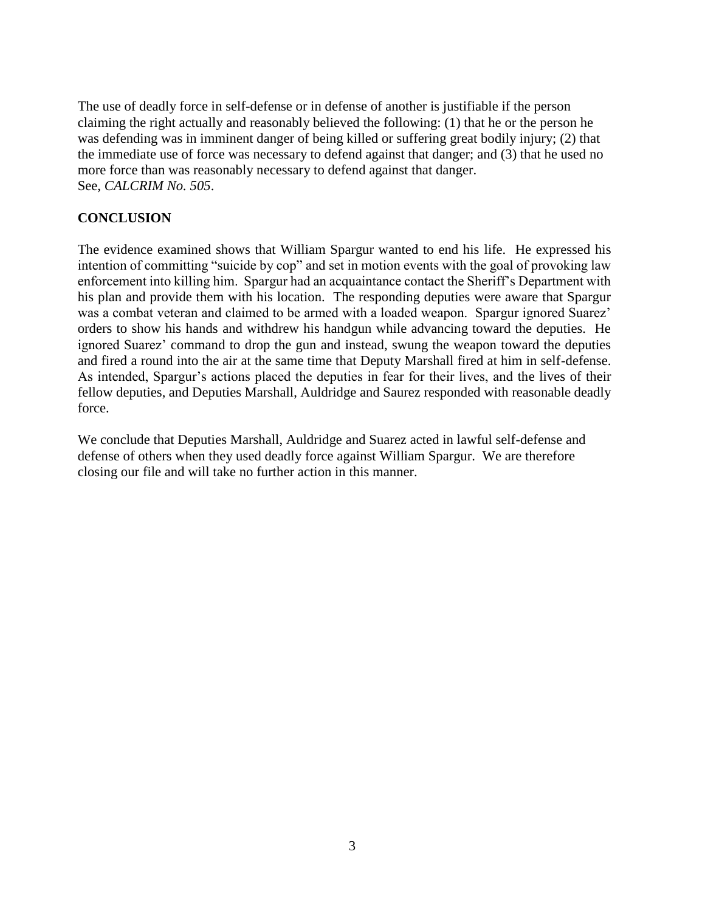The use of deadly force in self-defense or in defense of another is justifiable if the person claiming the right actually and reasonably believed the following: (1) that he or the person he was defending was in imminent danger of being killed or suffering great bodily injury; (2) that the immediate use of force was necessary to defend against that danger; and (3) that he used no more force than was reasonably necessary to defend against that danger.
See, *CALCRIM No. 505*.

**CONCLUSION**

The evidence examined shows that William Spargur wanted to end his life. He expressed his intention of committing "suicide by cop" and set in motion events with the goal of provoking law enforcement into killing him. Spargur had an acquaintance contact the Sheriff's Department with his plan and provide them with his location. The responding deputies were aware that Spargur was a combat veteran and claimed to be armed with a loaded weapon. Spargur ignored Suarez' orders to show his hands and withdrew his handgun while advancing toward the deputies. He ignored Suarez' command to drop the gun and instead, swung the weapon toward the deputies and fired a round into the air at the same time that Deputy Marshall fired at him in self-defense. As intended, Spargur's actions placed the deputies in fear for their lives, and the lives of their fellow deputies, and Deputies Marshall, Auldridge and Saurez responded with reasonable deadly force.

We conclude that Deputies Marshall, Auldridge and Suarez acted in lawful self-defense and defense of others when they used deadly force against William Spargur. We are therefore closing our file and will take no further action in this manner.